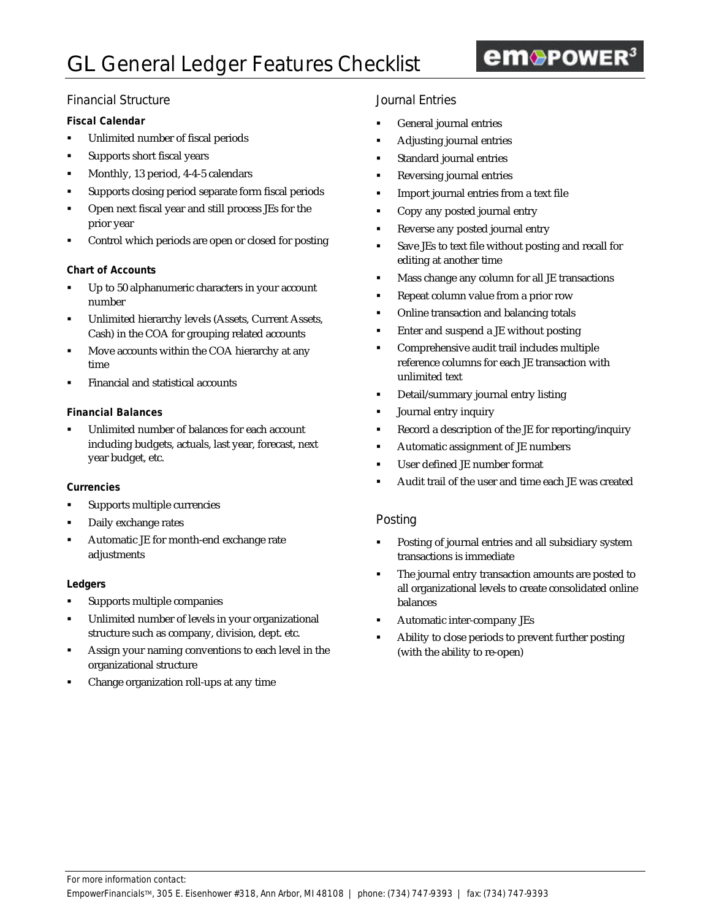# GL General Ledger Features Checklist

empower³

## Financial Structure

### Fiscal Calendar

- Unlimited number of fiscal periods
- Supports short fiscal years
- Monthly, 13 period, 4-4-5 calendars
- Supports closing period separate form fiscal periods
- Open next fiscal year and still process JEs for the prior year
- Control which periods are open or closed for posting

### Chart of Accounts

- Up to 50 alphanumeric characters in your account number
- Unlimited hierarchy levels (Assets, Current Assets, Cash) in the COA for grouping related accounts
- Move accounts within the COA hierarchy at any time
- Financial and statistical accounts

### Financial Balances

- Unlimited number of balances for each account including budgets, actuals, last year, forecast, next year budget, etc.

### Currencies

- Supports multiple currencies
- Daily exchange rates
- Automatic JE for month-end exchange rate adjustments

### Ledgers

- Supports multiple companies
- Unlimited number of levels in your organizational structure such as company, division, dept. etc.
- Assign your naming conventions to each level in the organizational structure
- Change organization roll-ups at any time

## Journal Entries

- General journal entries
- Adjusting journal entries
- Standard journal entries
- Reversing journal entries
- Import journal entries from a text file
- Copy any posted journal entry
- Reverse any posted journal entry
- Save JEs to text file without posting and recall for editing at another time
- Mass change any column for all JE transactions
- Repeat column value from a prior row
- Online transaction and balancing totals
- Enter and suspend a JE without posting
- Comprehensive audit trail includes multiple reference columns for each JE transaction with unlimited text
- Detail/summary journal entry listing
- Journal entry inquiry
- Record a description of the JE for reporting/inquiry
- Automatic assignment of JE numbers
- User defined JE number format
- Audit trail of the user and time each JE was created

## Posting

- Posting of journal entries and all subsidiary system transactions is immediate
- The journal entry transaction amounts are posted to all organizational levels to create consolidated online balances
- Automatic inter-company JEs
- Ability to close periods to prevent further posting (with the ability to re-open)

For more information contact:
EmpowerFinancials™, 305 E. Eisenhower #318, Ann Arbor, MI 48108 | phone: (734) 747-9393 | fax: (734) 747-9393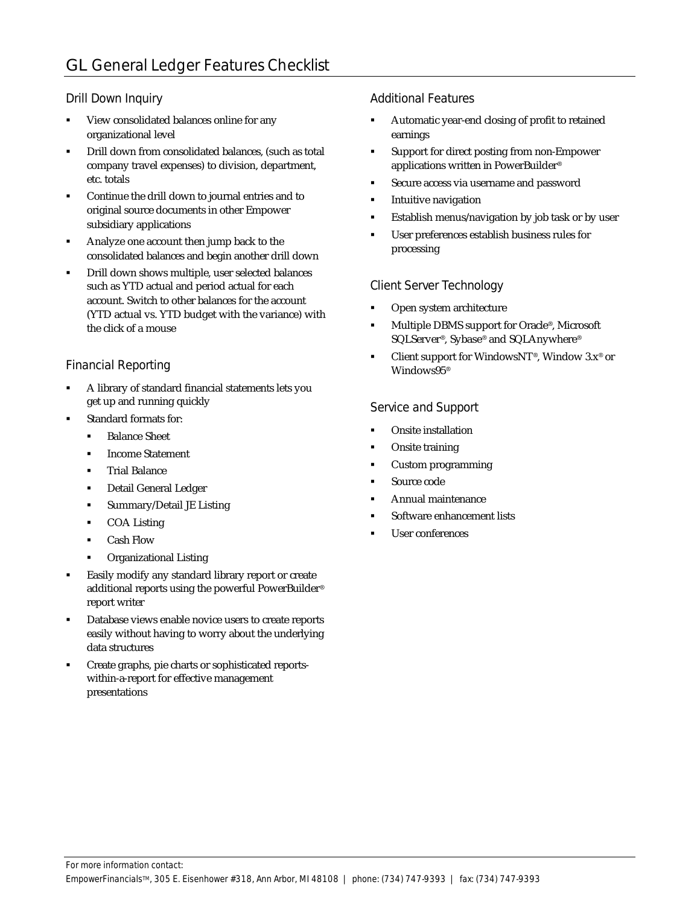# GL General Ledger Features Checklist

## Drill Down Inquiry

- View consolidated balances online for any organizational level
- Drill down from consolidated balances, (such as total company travel expenses) to division, department, etc. totals
- Continue the drill down to journal entries and to original source documents in other Empower subsidiary applications
- Analyze one account then jump back to the consolidated balances and begin another drill down
- Drill down shows multiple, user selected balances such as YTD actual and period actual for each account. Switch to other balances for the account (YTD actual vs. YTD budget with the variance) with the click of a mouse

## Financial Reporting

- A library of standard financial statements lets you get up and running quickly
- Standard formats for:
  - Balance Sheet
  - Income Statement
  - Trial Balance
  - Detail General Ledger
  - Summary/Detail JE Listing
  - COA Listing
  - Cash Flow
  - Organizational Listing
- Easily modify any standard library report or create additional reports using the powerful PowerBuilder® report writer
- Database views enable novice users to create reports easily without having to worry about the underlying data structures
- Create graphs, pie charts or sophisticated reports-within-a-report for effective management presentations

## Additional Features

- Automatic year-end closing of profit to retained earnings
- Support for direct posting from non-Empower applications written in PowerBuilder®
- Secure access via username and password
- Intuitive navigation
- Establish menus/navigation by job task or by user
- User preferences establish business rules for processing

## Client Server Technology

- Open system architecture
- Multiple DBMS support for Oracle®, Microsoft SQLServer®, Sybase® and SQLAnywhere®
- Client support for WindowsNT®, Window 3.x® or Windows95®

## Service and Support

- Onsite installation
- Onsite training
- Custom programming
- Source code
- Annual maintenance
- Software enhancement lists
- User conferences

For more information contact:
EmpowerFinancials™, 305 E. Eisenhower #318, Ann Arbor, MI 48108 | phone: (734) 747-9393 | fax: (734) 747-9393